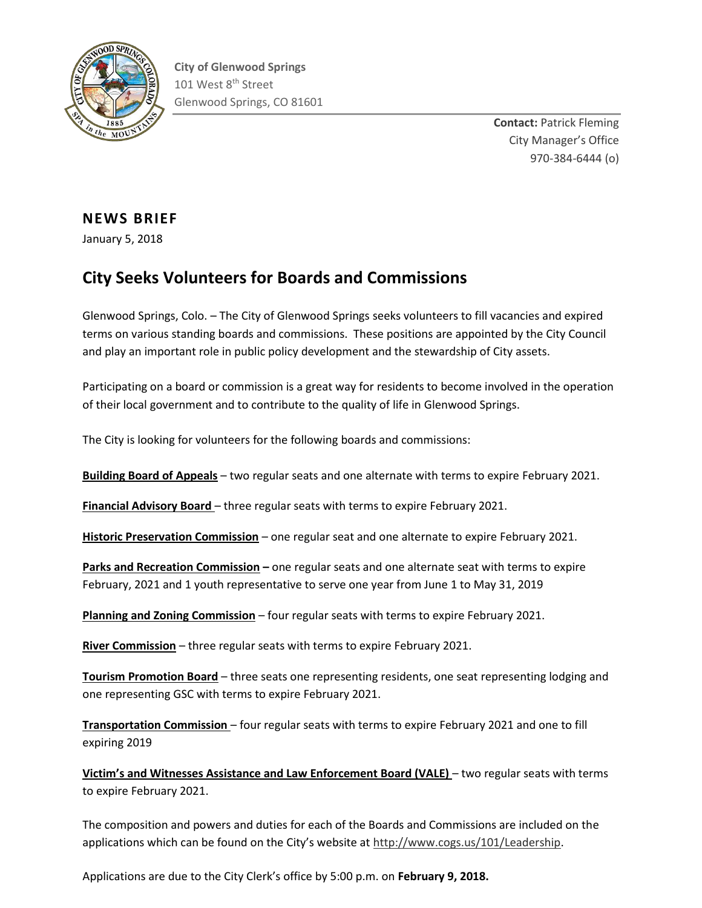**City of Glenwood Springs**
101 West 8th Street
Glenwood Springs, CO 81601

**Contact:** Patrick Fleming
City Manager's Office
970-384-6444 (o)

## NEWS BRIEF

January 5, 2018

# City Seeks Volunteers for Boards and Commissions

Glenwood Springs, Colo. – The City of Glenwood Springs seeks volunteers to fill vacancies and expired terms on various standing boards and commissions. These positions are appointed by the City Council and play an important role in public policy development and the stewardship of City assets.

Participating on a board or commission is a great way for residents to become involved in the operation of their local government and to contribute to the quality of life in Glenwood Springs.

The City is looking for volunteers for the following boards and commissions:

**Building Board of Appeals** – two regular seats and one alternate with terms to expire February 2021.

**Financial Advisory Board** – three regular seats with terms to expire February 2021.

**Historic Preservation Commission** – one regular seat and one alternate to expire February 2021.

**Parks and Recreation Commission –** one regular seats and one alternate seat with terms to expire February, 2021 and 1 youth representative to serve one year from June 1 to May 31, 2019

**Planning and Zoning Commission** – four regular seats with terms to expire February 2021.

**River Commission** – three regular seats with terms to expire February 2021.

**Tourism Promotion Board** – three seats one representing residents, one seat representing lodging and one representing GSC with terms to expire February 2021.

**Transportation Commission** – four regular seats with terms to expire February 2021 and one to fill expiring 2019

**Victim's and Witnesses Assistance and Law Enforcement Board (VALE)** – two regular seats with terms to expire February 2021.

The composition and powers and duties for each of the Boards and Commissions are included on the applications which can be found on the City's website at http://www.cogs.us/101/Leadership.

Applications are due to the City Clerk's office by 5:00 p.m. on **February 9, 2018.**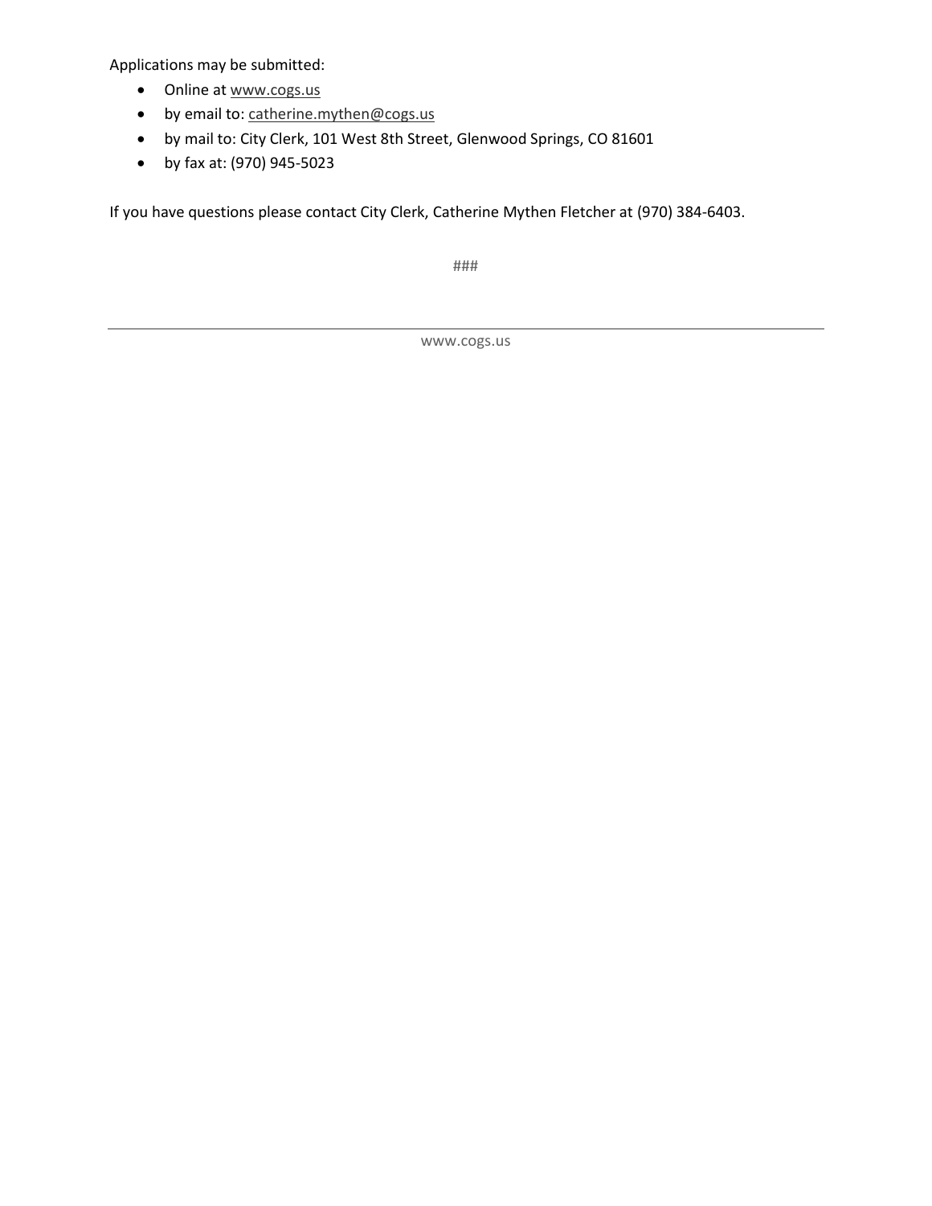Applications may be submitted:

- Online at www.cogs.us
- by email to: catherine.mythen@cogs.us
- by mail to: City Clerk, 101 West 8th Street, Glenwood Springs, CO 81601
- by fax at: (970) 945-5023

If you have questions please contact City Clerk, Catherine Mythen Fletcher at (970) 384-6403.

###